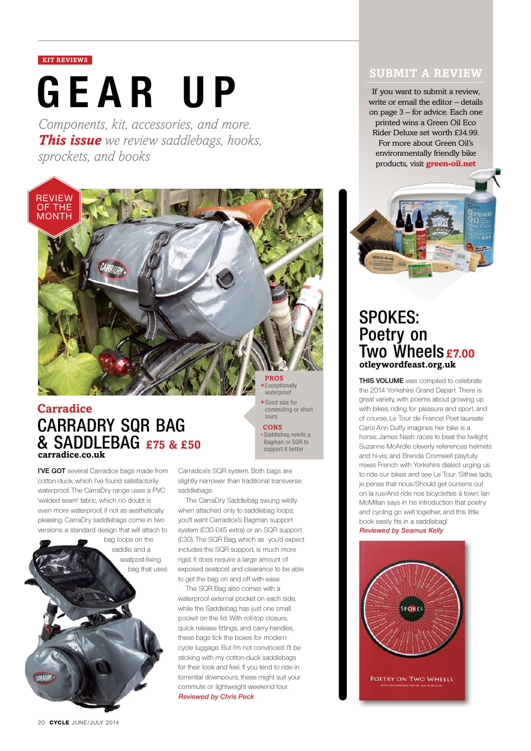KIT REVIEWS

# GEAR UP

*Components, kit, accessories, and more.* ***This issue*** *we review saddlebags, hooks, sprockets, and books*

REVIEW OF THE MONTH

## Carradice

## CARRADRY SQR BAG & SADDLEBAG £75 & £50

**carradice.co.uk**

**PROS**
+ Exceptionally waterproof
+ Good size for commuting or short tours

**CONS**
- Saddlebag needs a Bagman or SQR to support it better

**I'VE GOT** several Carradice bags made from cotton-duck, which I've found satisfactorily waterproof. The CarraDry range uses a PVC 'welded seam' fabric, which no doubt is even more waterproof, if not as aesthetically pleasing. CarraDry saddlebags come in two versions: a standard design that will attach to bag loops on the saddle; and a seatpost-fixing bag that uses Carradice's SQR system. Both bags are slightly narrower than traditional transverse saddlebags.

The CarraDry Saddlebag swung wildly when attached only to saddlebag loops; you'll want Carradice's Bagman support system (£30-£45 extra) or an SQR support (£30). The SQR Bag, which as you'd expect includes the SQR support, is much more rigid. It does require a large amount of exposed seatpost and clearance to be able to get the bag on and off with ease.

The SQR Bag also comes with a waterproof external pocket on each side, while the Saddlebag has just one small pocket on the lid. With roll-top closure, quick release fittings, and carry-handles, these bags tick the boxes for modern cycle luggage. But I'm not convinced: I'll be sticking with my cotton-duck saddlebags for their look and feel. If you tend to ride in torrential downpours, these might suit your commute or lightweight weekend tour.

*Reviewed by Chris Peck*

## SUBMIT A REVIEW

If you want to submit a review, write or email the editor – details on page 3 – for advice. Each one printed wins a Green Oil Eco Rider Deluxe set worth £34.99. For more about Green Oil's environmentally friendly bike products, visit **green-oil.net**

## SPOKES: Poetry on Two Wheels £7.00

**otleywordfeast.org.uk**

**THIS VOLUME** was compiled to celebrate the 2014 Yorkshire Grand Départ. There is great variety, with poems about growing up with bikes, riding for pleasure and sport, and of course, Le Tour de France! Poet laureate Carol Ann Duffy imagines her bike is a horse; James Nash races to beat the twilight; Suzanne McArdle cleverly references helmets and hi-vis; and Brenda Cromwell playfully mixes French with Yorkshire dialect urging us to ride our bikes and see Le Tour: 'Sithee lads, je pense that nous/Should get oursens out on la rue/And ride nos bicyclettes à town'. Ian McMillan says in his introduction that poetry and cycling go well together, and this little book easily fits in a saddlebag!

*Reviewed by Seamus Kelly*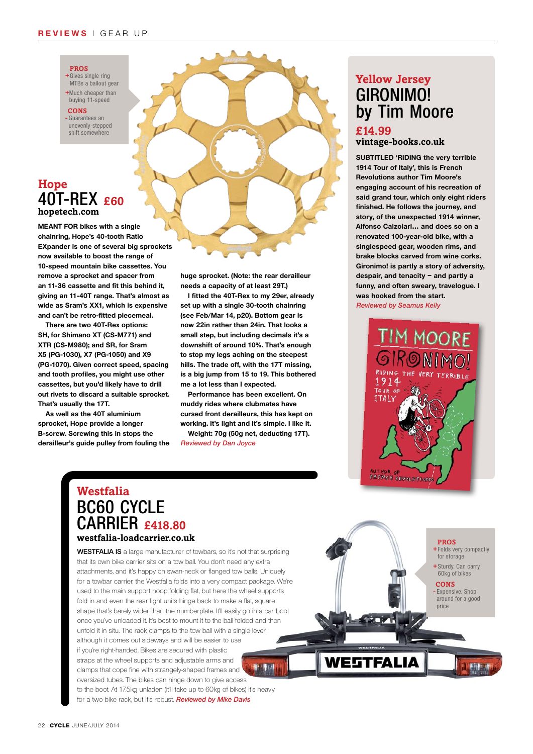## Hope
# 40T-REX £60
**hopetech.com**

**PROS**
+ Gives single ring MTBs a bailout gear
+ Much cheaper than buying 11-speed

**CONS**
- Guarantees an unevenly-stepped shift somewhere

**MEANT FOR bikes with a single chainring, Hope's 40-tooth Ratio EXpander is one of several big sprockets now available to boost the range of 10-speed mountain bike cassettes. You remove a sprocket and spacer from an 11-36 cassette and fit this behind it, giving an 11-40T range. That's almost as wide as Sram's XX1, which is expensive and can't be retro-fitted piecemeal.**

**There are two 40T-Rex options: SH, for Shimano XT (CS-M771) and XTR (CS-M980); and SR, for Sram X5 (PG-1030), X7 (PG-1050) and X9 (PG-1070). Given correct speed, spacing and tooth profiles, you might use other cassettes, but you'd likely have to drill out rivets to discard a suitable sprocket. That's usually the 17T.**

**As well as the 40T aluminium sprocket, Hope provide a longer B-screw. Screwing this in stops the derailleur's guide pulley from fouling the huge sprocket. (Note: the rear derailleur needs a capacity of at least 29T.)**

**I fitted the 40T-Rex to my 29er, already set up with a single 30-tooth chainring (see Feb/Mar 14, p20). Bottom gear is now 22in rather than 24in. That looks a small step, but including decimals it's a downshift of around 10%. That's enough to stop my legs aching on the steepest hills. The trade off, with the 17T missing, is a big jump from 15 to 19. This bothered me a lot less than I expected.**

**Performance has been excellent. On muddy rides where clubmates have cursed front derailleurs, this has kept on working. It's light and it's simple. I like it.**

**Weight: 70g (50g net, deducting 17T).**

*Reviewed by Dan Joyce*

## Yellow Jersey
# GIRONIMO! by Tim Moore
## £14.99
**vintage-books.co.uk**

**SUBTITLED 'RIDING the very terrible 1914 Tour of Italy', this is French Revolutions author Tim Moore's engaging account of his recreation of said grand tour, which only eight riders finished. He follows the journey, and story, of the unexpected 1914 winner, Alfonso Calzolari… and does so on a renovated 100-year-old bike, with a singlespeed gear, wooden rims, and brake blocks carved from wine corks. Gironimo! is partly a story of adversity, despair, and tenacity – and partly a funny, and often sweary, travelogue. I was hooked from the start.**

*Reviewed by Seamus Kelly*

## Westfalia
# BC60 CYCLE CARRIER £418.80
**westfalia-loadcarrier.co.uk**

**PROS**
+ Folds very compactly for storage
+ Sturdy. Can carry 60kg of bikes

**CONS**
- Expensive. Shop around for a good price

**WESTFALIA IS** a large manufacturer of towbars, so it's not that surprising that its own bike carrier sits on a tow ball. You don't need any extra attachments, and it's happy on swan-neck or flanged tow balls. Uniquely for a towbar carrier, the Westfalia folds into a very compact package. We're used to the main support hoop folding flat, but here the wheel supports fold in and even the rear light units hinge back to make a flat, square shape that's barely wider than the numberplate. It'll easily go in a car boot once you've unloaded it. It's best to mount it to the ball folded and then unfold it in situ. The rack clamps to the tow ball with a single lever, although it comes out sideways and will be easier to use if you're right-handed. Bikes are secured with plastic straps at the wheel supports and adjustable arms and clamps that cope fine with strangely-shaped frames and oversized tubes. The bikes can hinge down to give access to the boot. At 17.5kg unladen (it'll take up to 60kg of bikes) it's heavy for a two-bike rack, but it's robust. *Reviewed by Mike Davis*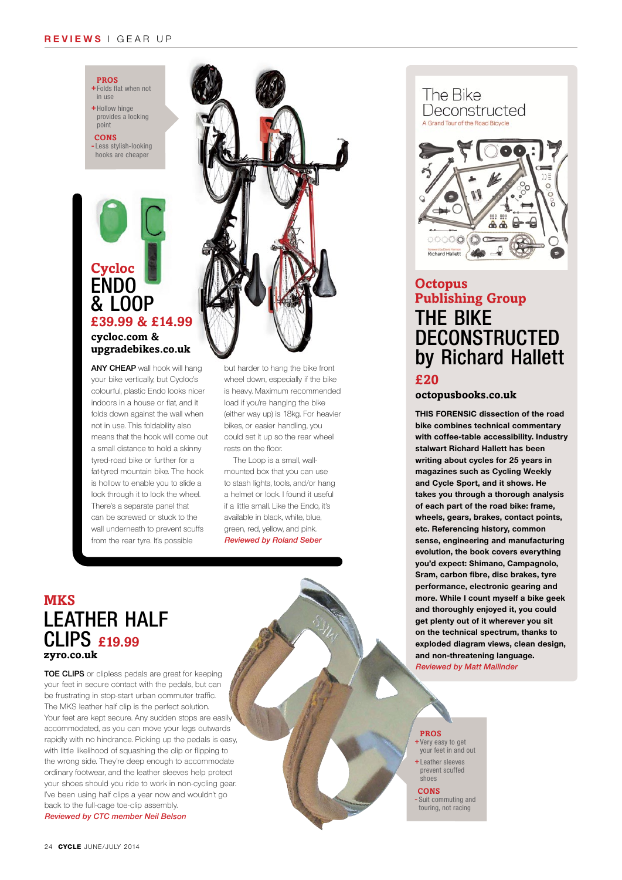## Cycloc ENDO & LOOP £39.99 & £14.99

**cycloc.com & upgradebikes.co.uk**

**PROS**
- + Folds flat when not in use
- + Hollow hinge provides a locking point

**CONS**
- - Less stylish-looking hooks are cheaper

**ANY CHEAP** wall hook will hang your bike vertically, but Cycloc's colourful, plastic Endo looks nicer indoors in a house or flat, and it folds down against the wall when not in use. This foldability also means that the hook will come out a small distance to hold a skinny tyred-road bike or further for a fat-tyred mountain bike. The hook is hollow to enable you to slide a lock through it to lock the wheel. There's a separate panel that can be screwed or stuck to the wall underneath to prevent scuffs from the rear tyre. It's possible but harder to hang the bike front wheel down, especially if the bike is heavy. Maximum recommended load if you're hanging the bike (either way up) is 18kg. For heavier bikes, or easier handling, you could set it up so the rear wheel rests on the floor.

The Loop is a small, wall-mounted box that you can use to stash lights, tools, and/or hang a helmet or lock. I found it useful if a little small. Like the Endo, it's available in black, white, blue, green, red, yellow, and pink.

*Reviewed by Roland Seber*

## MKS LEATHER HALF CLIPS £19.99

**zyro.co.uk**

**TOE CLIPS** or clipless pedals are great for keeping your feet in secure contact with the pedals, but can be frustrating in stop-start urban commuter traffic. The MKS leather half clip is the perfect solution. Your feet are kept secure. Any sudden stops are easily accommodated, as you can move your legs outwards rapidly with no hindrance. Picking up the pedals is easy, with little likelihood of squashing the clip or flipping to the wrong side. They're deep enough to accommodate ordinary footwear, and the leather sleeves help protect your shoes should you ride to work in non-cycling gear. I've been using half clips a year now and wouldn't go back to the full-cage toe-clip assembly.

*Reviewed by CTC member Neil Belson*

**PROS**
- + Very easy to get your feet in and out
- + Leather sleeves prevent scuffed shoes

**CONS**
- - Suit commuting and touring, not racing

## Octopus Publishing Group THE BIKE DECONSTRUCTED by Richard Hallett £20

**octopusbooks.co.uk**

**THIS FORENSIC dissection of the road bike combines technical commentary with coffee-table accessibility. Industry stalwart Richard Hallett has been writing about cycles for 25 years in magazines such as Cycling Weekly and Cycle Sport, and it shows. He takes you through a thorough analysis of each part of the road bike: frame, wheels, gears, brakes, contact points, etc. Referencing history, common sense, engineering and manufacturing evolution, the book covers everything you'd expect: Shimano, Campagnolo, Sram, carbon fibre, disc brakes, tyre performance, electronic gearing and more. While I count myself a bike geek and thoroughly enjoyed it, you could get plenty out of it wherever you sit on the technical spectrum, thanks to exploded diagram views, clean design, and non-threatening language.**

*Reviewed by Matt Mallinder*